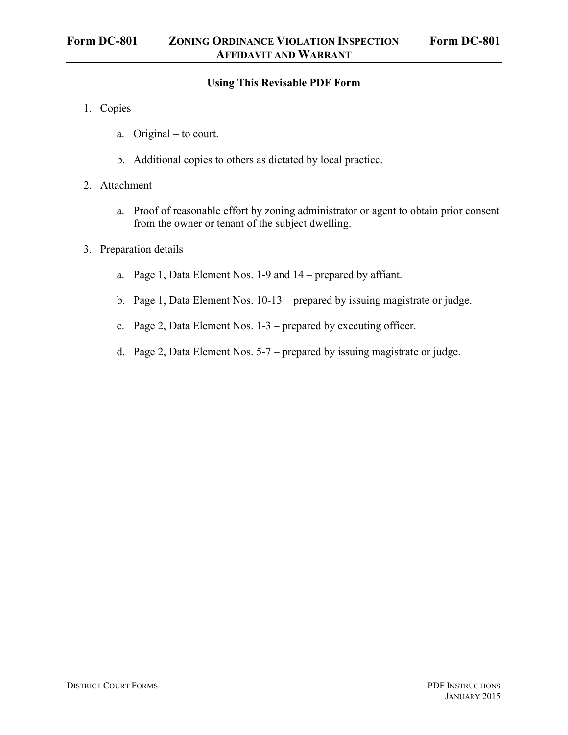# Form DC-801 ZONING ORDINANCE VIOLATION INSPECTION AFFIDAVIT AND WARRANT Form DC-801

## Using This Revisable PDF Form

1. Copies

   a. Original – to court.

   b. Additional copies to others as dictated by local practice.

2. Attachment

   a. Proof of reasonable effort by zoning administrator or agent to obtain prior consent from the owner or tenant of the subject dwelling.

3. Preparation details

   a. Page 1, Data Element Nos. 1-9 and 14 – prepared by affiant.

   b. Page 1, Data Element Nos. 10-13 – prepared by issuing magistrate or judge.

   c. Page 2, Data Element Nos. 1-3 – prepared by executing officer.

   d. Page 2, Data Element Nos. 5-7 – prepared by issuing magistrate or judge.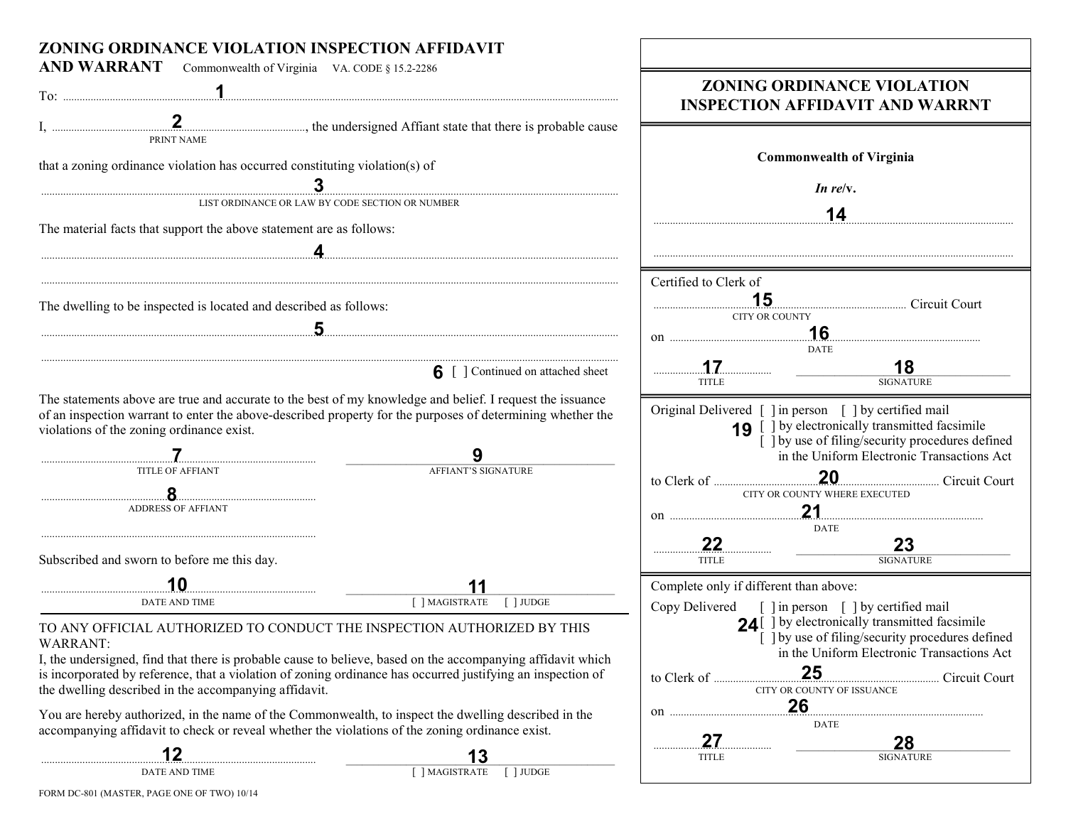# ZONING ORDINANCE VIOLATION INSPECTION AFFIDAVIT AND WARRANT

Commonwealth of Virginia VA. CODE § 15.2-2286

To: ..............................1..............................

I, ..............................2.............................., the undersigned Affiant state that there is probable cause
PRINT NAME

that a zoning ordinance violation has occurred constituting violation(s) of

..............................3..............................
LIST ORDINANCE OR LAW BY CODE SECTION OR NUMBER

The material facts that support the above statement are as follows:

..............................4..............................

..............................................................

The dwelling to be inspected is located and described as follows:

..............................5..............................

..............................................................

6 [ ] Continued on attached sheet

The statements above are true and accurate to the best of my knowledge and belief. I request the issuance of an inspection warrant to enter the above-described property for the purposes of determining whether the violations of the zoning ordinance exist.

..............................7.............................. 
TITLE OF AFFIANT

..............................9..............................
AFFIANT'S SIGNATURE

..............................8..............................
ADDRESS OF AFFIANT

..............................................................

Subscribed and sworn to before me this day.

..............................10..............................
DATE AND TIME

..............................11..............................
[ ] MAGISTRATE [ ] JUDGE

TO ANY OFFICIAL AUTHORIZED TO CONDUCT THE INSPECTION AUTHORIZED BY THIS WARRANT:

I, the undersigned, find that there is probable cause to believe, based on the accompanying affidavit which is incorporated by reference, that a violation of zoning ordinance has occurred justifying an inspection of the dwelling described in the accompanying affidavit.

You are hereby authorized, in the name of the Commonwealth, to inspect the dwelling described in the accompanying affidavit to check or reveal whether the violations of the zoning ordinance exist.

..............................12..............................
DATE AND TIME

..............................13..............................
[ ] MAGISTRATE [ ] JUDGE

FORM DC-801 (MASTER, PAGE ONE OF TWO) 10/14

## ZONING ORDINANCE VIOLATION INSPECTION AFFIDAVIT AND WARRNT

**Commonwealth of Virginia**

***In re*/v.**

..............................14..............................

..............................................................

Certified to Clerk of

..............................15.............................. Circuit Court
CITY OR COUNTY

on ..............................16..............................
DATE

..............17.............. 
TITLE

..............................18..............................
SIGNATURE

Original Delivered [ ] in person [ ] by certified mail
19 [ ] by electronically transmitted facsimile
[ ] by use of filing/security procedures defined in the Uniform Electronic Transactions Act

to Clerk of ..............................20.............................. Circuit Court
CITY OR COUNTY WHERE EXECUTED

on ..............................21..............................
DATE

..............22..............
TITLE

..............................23..............................
SIGNATURE

Complete only if different than above:

Copy Delivered [ ] in person [ ] by certified mail
24 [ ] by electronically transmitted facsimile
[ ] by use of filing/security procedures defined in the Uniform Electronic Transactions Act

to Clerk of ..............................25.............................. Circuit Court
CITY OR COUNTY OF ISSUANCE

on ..............................26..............................
DATE

..............27..............
TITLE

..............................28..............................
SIGNATURE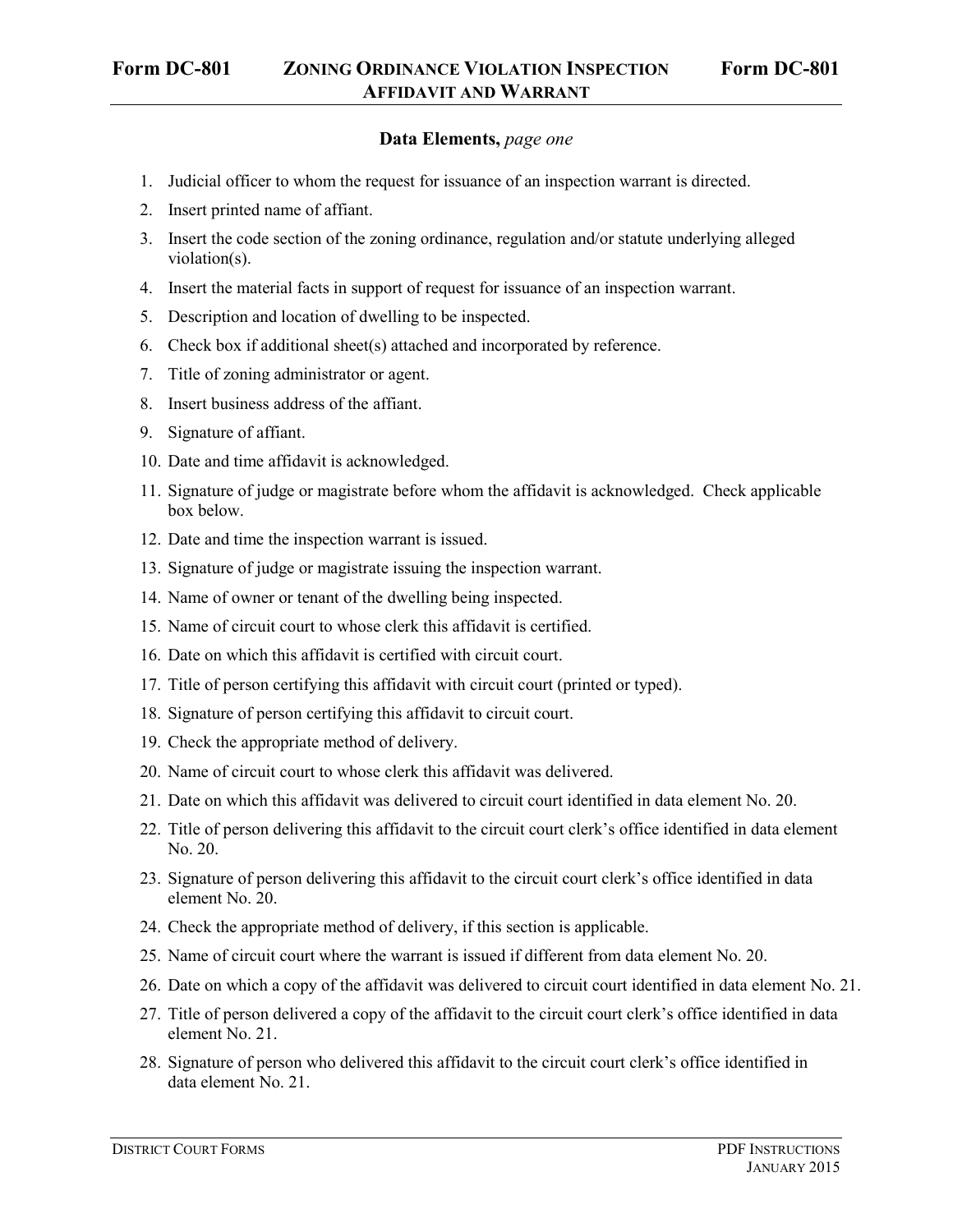# Form DC-801 ZONING ORDINANCE VIOLATION INSPECTION AFFIDAVIT AND WARRANT Form DC-801

## Data Elements, *page one*

1. Judicial officer to whom the request for issuance of an inspection warrant is directed.
2. Insert printed name of affiant.
3. Insert the code section of the zoning ordinance, regulation and/or statute underlying alleged violation(s).
4. Insert the material facts in support of request for issuance of an inspection warrant.
5. Description and location of dwelling to be inspected.
6. Check box if additional sheet(s) attached and incorporated by reference.
7. Title of zoning administrator or agent.
8. Insert business address of the affiant.
9. Signature of affiant.
10. Date and time affidavit is acknowledged.
11. Signature of judge or magistrate before whom the affidavit is acknowledged. Check applicable box below.
12. Date and time the inspection warrant is issued.
13. Signature of judge or magistrate issuing the inspection warrant.
14. Name of owner or tenant of the dwelling being inspected.
15. Name of circuit court to whose clerk this affidavit is certified.
16. Date on which this affidavit is certified with circuit court.
17. Title of person certifying this affidavit with circuit court (printed or typed).
18. Signature of person certifying this affidavit to circuit court.
19. Check the appropriate method of delivery.
20. Name of circuit court to whose clerk this affidavit was delivered.
21. Date on which this affidavit was delivered to circuit court identified in data element No. 20.
22. Title of person delivering this affidavit to the circuit court clerk's office identified in data element No. 20.
23. Signature of person delivering this affidavit to the circuit court clerk's office identified in data element No. 20.
24. Check the appropriate method of delivery, if this section is applicable.
25. Name of circuit court where the warrant is issued if different from data element No. 20.
26. Date on which a copy of the affidavit was delivered to circuit court identified in data element No. 21.
27. Title of person delivered a copy of the affidavit to the circuit court clerk's office identified in data element No. 21.
28. Signature of person who delivered this affidavit to the circuit court clerk's office identified in data element No. 21.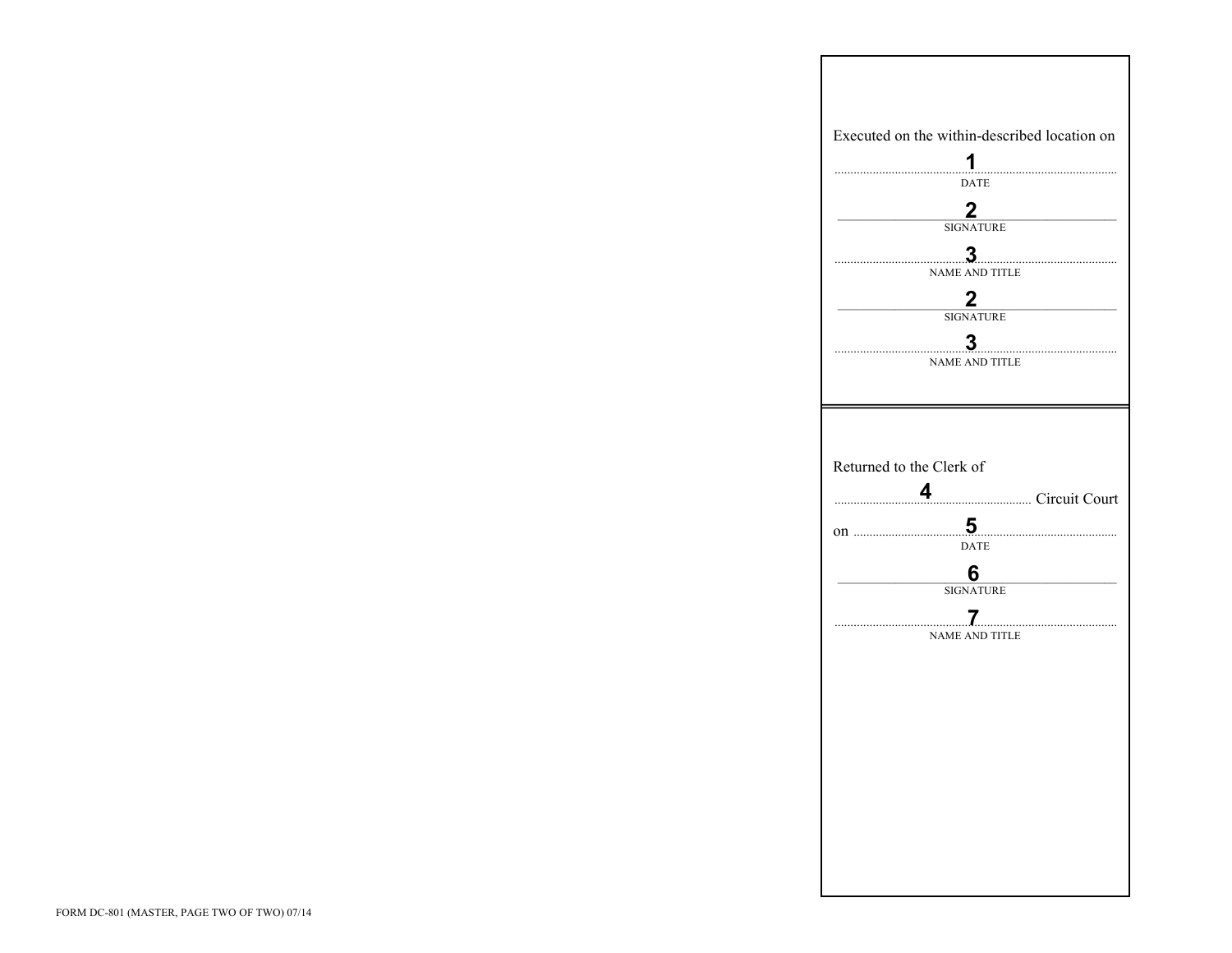Executed on the within-described location on

.............................................**1**.............................................
DATE

**2**
SIGNATURE

.............................................**3**.............................................
NAME AND TITLE

**2**
SIGNATURE

.............................................**3**.............................................
NAME AND TITLE

---

Returned to the Clerk of

.......................**4**....................... Circuit Court

on .............................................**5**.............................................
DATE

**6**
SIGNATURE

.............................................**7**.............................................
NAME AND TITLE

FORM DC-801 (MASTER, PAGE TWO OF TWO) 07/14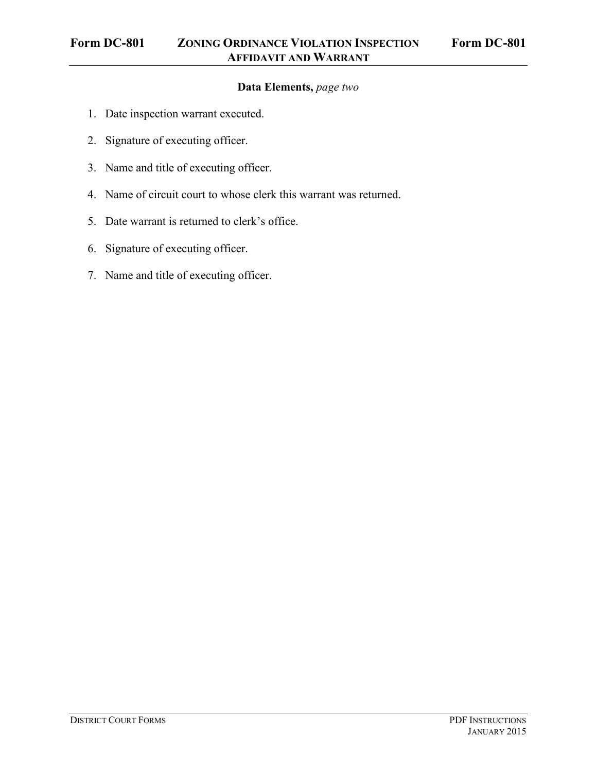**Data Elements,** *page two*

1. Date inspection warrant executed.
2. Signature of executing officer.
3. Name and title of executing officer.
4. Name of circuit court to whose clerk this warrant was returned.
5. Date warrant is returned to clerk's office.
6. Signature of executing officer.
7. Name and title of executing officer.